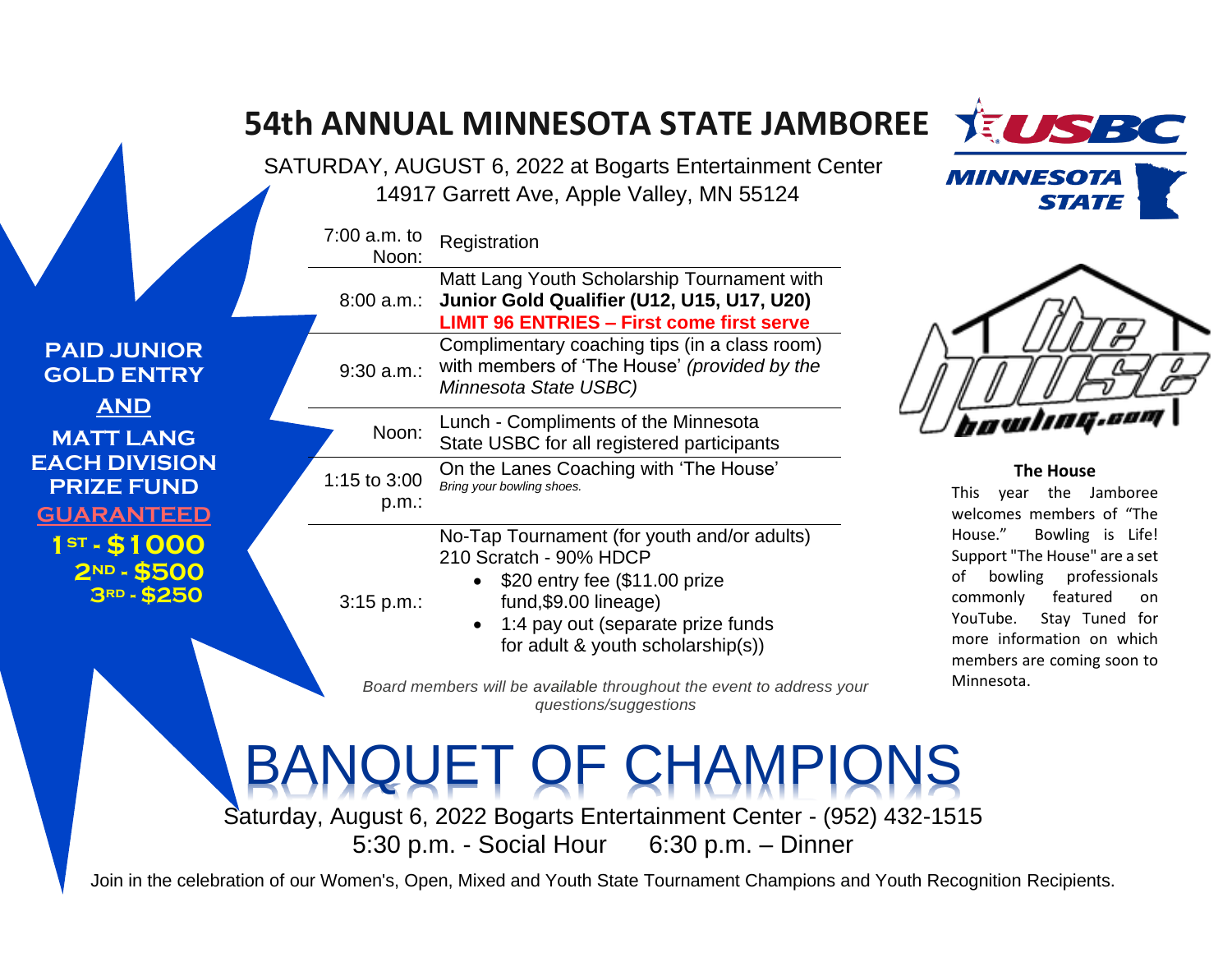# 54th ANNUAL MINNESOTA STATE JAMBOREE

SATURDAY, AUGUST 6, 2022 at Bogarts Entertainment Center
14917 Garrett Ave, Apple Valley, MN 55124

USBC MINNESOTA STATE

| Time | Event |
|---|---|
| 7:00 a.m. to Noon: | Registration |
| 8:00 a.m.: | Matt Lang Youth Scholarship Tournament with **Junior Gold Qualifier (U12, U15, U17, U20)** **LIMIT 96 ENTRIES – First come first serve** |
| 9:30 a.m.: | Complimentary coaching tips (in a class room) with members of 'The House' *(provided by the Minnesota State USBC)* |
| Noon: | Lunch - Compliments of the Minnesota State USBC for all registered participants |
| 1:15 to 3:00 p.m.: | On the Lanes Coaching with 'The House' *Bring your bowling shoes.* |
| 3:15 p.m.: | No-Tap Tournament (for youth and/or adults) 210 Scratch - 90% HDCP<br>• $20 entry fee ($11.00 prize fund,$9.00 lineage)<br>• 1:4 pay out (separate prize funds for adult & youth scholarship(s)) |

*Board members will be available throughout the event to address your questions/suggestions*

**PAID JUNIOR GOLD ENTRY**
**AND**
**MATT LANG EACH DIVISION PRIZE FUND**
**GUARANTEED**
**1ST - $1000**
**2ND - $500**
**3RD - $250**

the house bowling.com

**The House**

This year the Jamboree welcomes members of "The House." Bowling is Life! Support "The House" are a set of bowling professionals commonly featured on YouTube. Stay Tuned for more information on which members are coming soon to Minnesota.

# BANQUET OF CHAMPIONS

Saturday, August 6, 2022 Bogarts Entertainment Center - (952) 432-1515
5:30 p.m. - Social Hour 6:30 p.m. – Dinner

Join in the celebration of our Women's, Open, Mixed and Youth State Tournament Champions and Youth Recognition Recipients.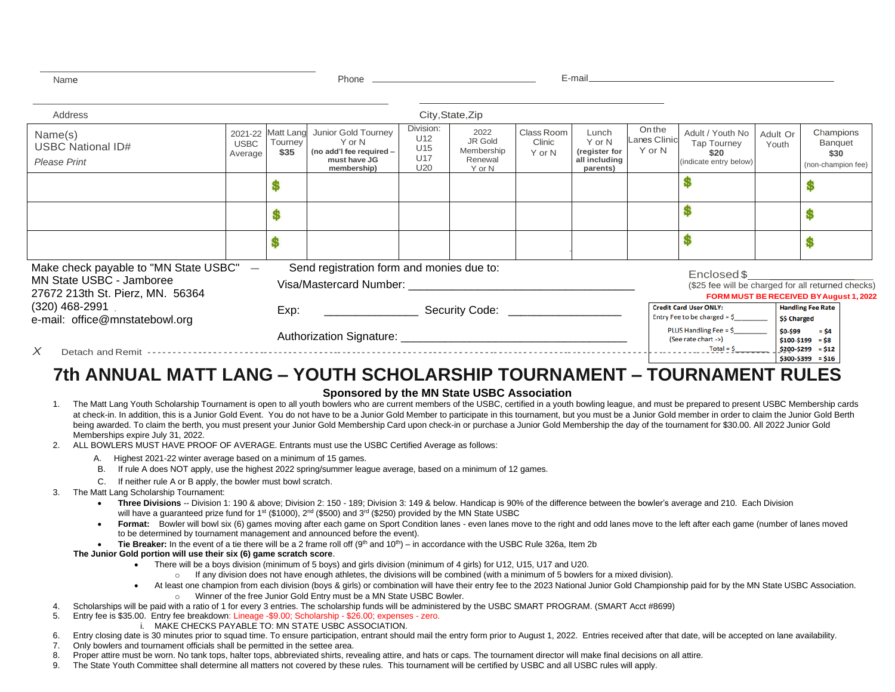Name ______________________ Phone ______________________ E-mail ______________________

Address ______________________ City,State,Zip ______________________

| Name(s) USBC National ID# *Please Print* | 2021-22 USBC Average | Matt Lang Tourney $35 | Junior Gold Tourney Y or N (no add'l fee required – must have JG membership) | Division: U12 U15 U17 U20 | 2022 JR Gold Membership Renewal Y or N | Class Room Clinic Y or N | Lunch Y or N (register for all including parents) | On the Lanes Clinic Y or N | Adult / Youth No Tap Tourney $20 (indicate entry below) | Adult Or Youth | Champions Banquet $30 (non-champion fee) |
|---|---|---|---|---|---|---|---|---|---|---|---|
| | | $ | | | | | | | $ | | $ |
| | | $ | | | | | | | $ | | $ |
| | | $ | | | | | | | $ | | $ |

Make check payable to "MN State USBC" –
MN State USBC - Jamboree
27672 213th St. Pierz, MN. 56364
(320) 468-2991
e-mail: office@mnstatebowl.org

Send registration form and monies due to:

Visa/Mastercard Number: ______________________

Exp: ______________ Security Code: ______________

Authorization Signature: ______________________

Enclosed $______________
($25 fee will be charged for all returned checks)
**FORM MUST BE RECEIVED BY August 1, 2022**

| Credit Card User ONLY: | Handling Fee Rate $$ Charged |
|---|---|
| Entry Fee to be charged = $________ | $0-$99 = $4 |
| PLUS Handling Fee = $________ (See rate chart ->) | $100-$199 = $8 |
| Total = $________ | $200-$299 = $12 |
| | $300-$399 = $16 |

X Detach and Remit ----------------------------------------

# 7th ANNUAL MATT LANG – YOUTH SCHOLARSHIP TOURNAMENT – TOURNAMENT RULES

## Sponsored by the MN State USBC Association

1. The Matt Lang Youth Scholarship Tournament is open to all youth bowlers who are current members of the USBC, certified in a youth bowling league, and must be prepared to present USBC Membership cards at check-in. In addition, this is a Junior Gold Event. You do not have to be a Junior Gold Member to participate in this tournament, but you must be a Junior Gold member in order to claim the Junior Gold Berth being awarded. To claim the berth, you must present your Junior Gold Membership Card upon check-in or purchase a Junior Gold Membership the day of the tournament for $30.00. All 2022 Junior Gold Memberships expire July 31, 2022.
2. ALL BOWLERS MUST HAVE PROOF OF AVERAGE. Entrants must use the USBC Certified Average as follows:
   A. Highest 2021-22 winter average based on a minimum of 15 games.
   B. If rule A does NOT apply, use the highest 2022 spring/summer league average, based on a minimum of 12 games.
   C. If neither rule A or B apply, the bowler must bowl scratch.
3. The Matt Lang Scholarship Tournament:
   - **Three Divisions** -- Division 1: 190 & above; Division 2: 150 - 189; Division 3: 149 & below. Handicap is 90% of the difference between the bowler's average and 210. Each Division will have a guaranteed prize fund for 1st ($1000), 2nd ($500) and 3rd ($250) provided by the MN State USBC
   - **Format:** Bowler will bowl six (6) games moving after each game on Sport Condition lanes - even lanes move to the right and odd lanes move to the left after each game (number of lanes moved to be determined by tournament management and announced before the event).
   - **Tie Breaker:** In the event of a tie there will be a 2 frame roll off (9th and 10th) – in accordance with the USBC Rule 326a, Item 2b

   **The Junior Gold portion will use their six (6) game scratch score**.
   - There will be a boys division (minimum of 5 boys) and girls division (minimum of 4 girls) for U12, U15, U17 and U20.
     - If any division does not have enough athletes, the divisions will be combined (with a minimum of 5 bowlers for a mixed division).
   - At least one champion from each division (boys & girls) or combination will have their entry fee to the 2023 National Junior Gold Championship paid for by the MN State USBC Association.
     - Winner of the free Junior Gold Entry must be a MN State USBC Bowler.
4. Scholarships will be paid with a ratio of 1 for every 3 entries. The scholarship funds will be administered by the USBC SMART PROGRAM. (SMART Acct #8699)
5. Entry fee is $35.00. Entry fee breakdown: Lineage -$9.00; Scholarship - $26.00; expenses - zero.
   i. MAKE CHECKS PAYABLE TO: MN STATE USBC ASSOCIATION.
6. Entry closing date is 30 minutes prior to squad time. To ensure participation, entrant should mail the entry form prior to August 1, 2022. Entries received after that date, will be accepted on lane availability.
7. Only bowlers and tournament officials shall be permitted in the settee area.
8. Proper attire must be worn. No tank tops, halter tops, abbreviated shirts, revealing attire, and hats or caps. The tournament director will make final decisions on all attire.
9. The State Youth Committee shall determine all matters not covered by these rules. This tournament will be certified by USBC and all USBC rules will apply.